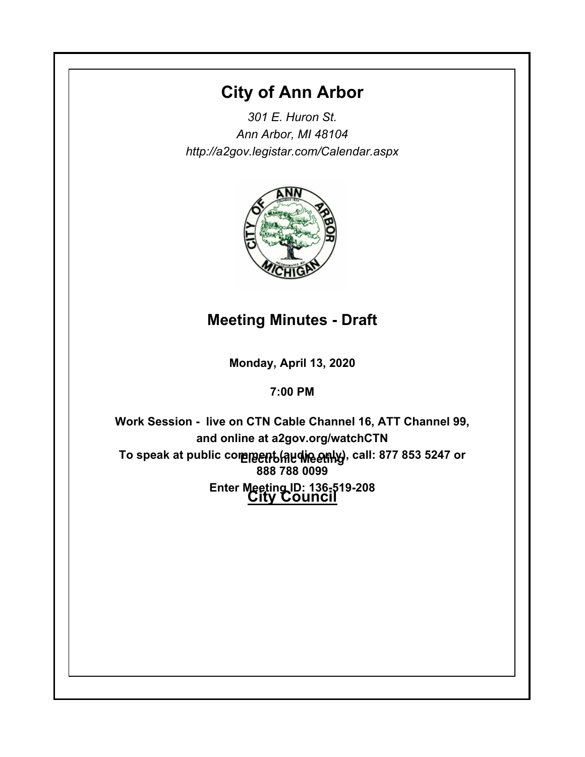# City of Ann Arbor

*301 E. Huron St.*
*Ann Arbor, MI 48104*
*http://a2gov.legistar.com/Calendar.aspx*

## Meeting Minutes - Draft

**Monday, April 13, 2020**

**7:00 PM**

**Work Session - live on CTN Cable Channel 16, ATT Channel 99, and online at a2gov.org/watchCTN**

**To speak at public comment (audio only), call: 877 853 5247 or 888 788 0099**

**Enter Meeting ID: 136-519-208**

**Electronic Meeting**

**City Council**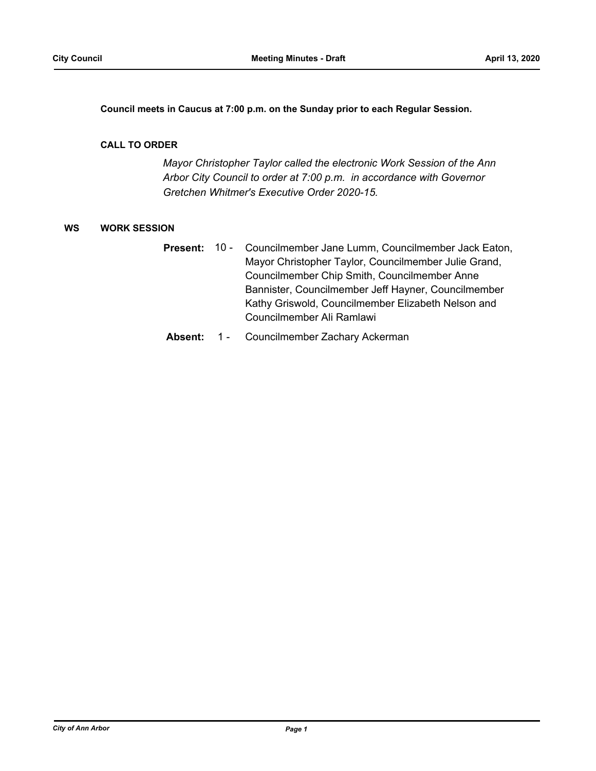**Council meets in Caucus at 7:00 p.m. on the Sunday prior to each Regular Session.**

## CALL TO ORDER

*Mayor Christopher Taylor called the electronic Work Session of the Ann Arbor City Council to order at 7:00 p.m. in accordance with Governor Gretchen Whitmer's Executive Order 2020-15.*

## WS WORK SESSION

**Present:** 10 - Councilmember Jane Lumm, Councilmember Jack Eaton, Mayor Christopher Taylor, Councilmember Julie Grand, Councilmember Chip Smith, Councilmember Anne Bannister, Councilmember Jeff Hayner, Councilmember Kathy Griswold, Councilmember Elizabeth Nelson and Councilmember Ali Ramlawi

**Absent:** 1 - Councilmember Zachary Ackerman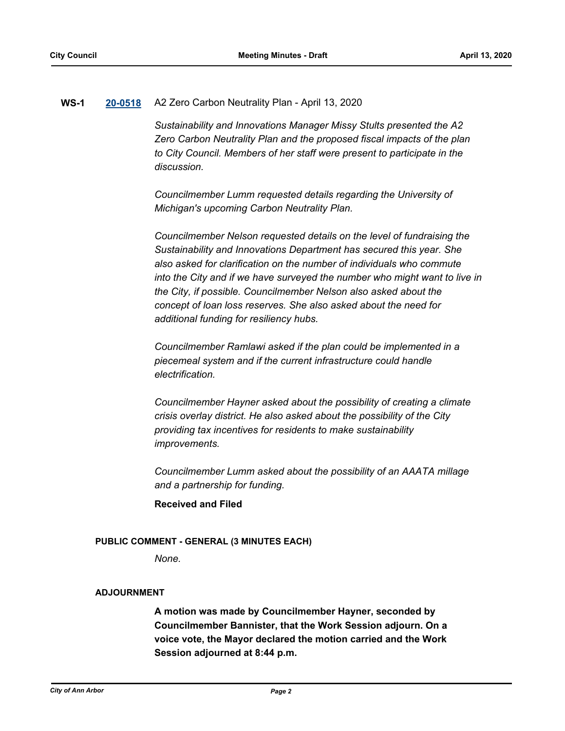**WS-1** [**20-0518**] A2 Zero Carbon Neutrality Plan - April 13, 2020

*Sustainability and Innovations Manager Missy Stults presented the A2 Zero Carbon Neutrality Plan and the proposed fiscal impacts of the plan to City Council. Members of her staff were present to participate in the discussion.*

*Councilmember Lumm requested details regarding the University of Michigan's upcoming Carbon Neutrality Plan.*

*Councilmember Nelson requested details on the level of fundraising the Sustainability and Innovations Department has secured this year. She also asked for clarification on the number of individuals who commute into the City and if we have surveyed the number who might want to live in the City, if possible. Councilmember Nelson also asked about the concept of loan loss reserves. She also asked about the need for additional funding for resiliency hubs.*

*Councilmember Ramlawi asked if the plan could be implemented in a piecemeal system and if the current infrastructure could handle electrification.*

*Councilmember Hayner asked about the possibility of creating a climate crisis overlay district. He also asked about the possibility of the City providing tax incentives for residents to make sustainability improvements.*

*Councilmember Lumm asked about the possibility of an AAATA millage and a partnership for funding.*

**Received and Filed**

**PUBLIC COMMENT - GENERAL (3 MINUTES EACH)**

*None.*

**ADJOURNMENT**

**A motion was made by Councilmember Hayner, seconded by Councilmember Bannister, that the Work Session adjourn. On a voice vote, the Mayor declared the motion carried and the Work Session adjourned at 8:44 p.m.**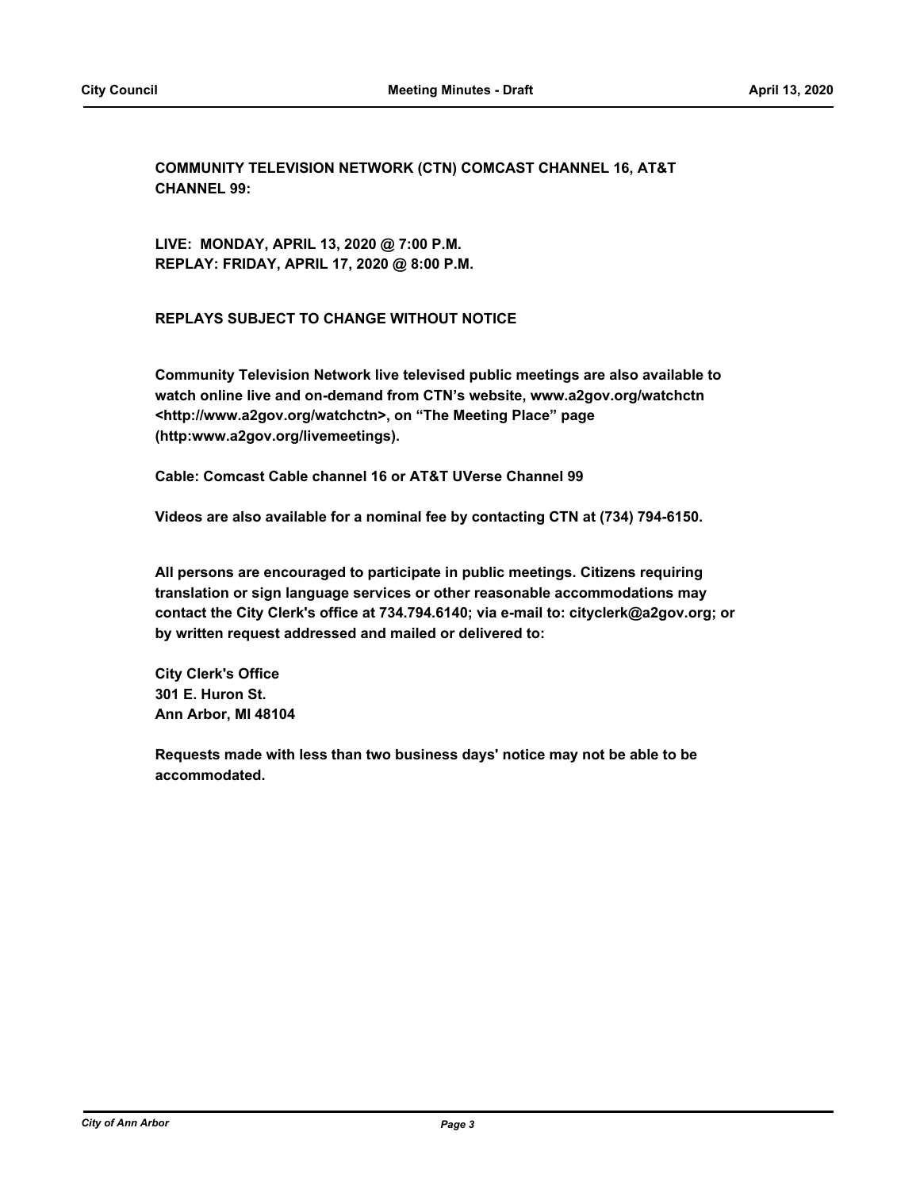**COMMUNITY TELEVISION NETWORK (CTN) COMCAST CHANNEL 16, AT&T CHANNEL 99:**

**LIVE: MONDAY, APRIL 13, 2020 @ 7:00 P.M.**
**REPLAY: FRIDAY, APRIL 17, 2020 @ 8:00 P.M.**

**REPLAYS SUBJECT TO CHANGE WITHOUT NOTICE**

**Community Television Network live televised public meetings are also available to watch online live and on-demand from CTN's website, www.a2gov.org/watchctn <http://www.a2gov.org/watchctn>, on "The Meeting Place" page (http:www.a2gov.org/livemeetings).**

**Cable: Comcast Cable channel 16 or AT&T UVerse Channel 99**

**Videos are also available for a nominal fee by contacting CTN at (734) 794-6150.**

**All persons are encouraged to participate in public meetings. Citizens requiring translation or sign language services or other reasonable accommodations may contact the City Clerk's office at 734.794.6140; via e-mail to: cityclerk@a2gov.org; or by written request addressed and mailed or delivered to:**

**City Clerk's Office**
**301 E. Huron St.**
**Ann Arbor, MI 48104**

**Requests made with less than two business days' notice may not be able to be accommodated.**